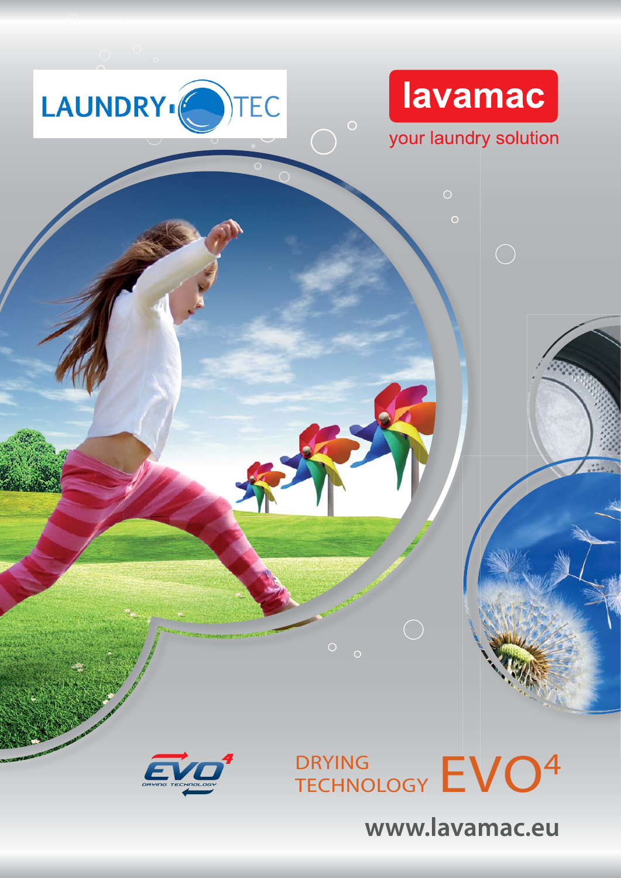LAUNDRY TEC

lavamac

your laundry solution

EVO⁴ DRYING TECHNOLOGY

# DRYING TECHNOLOGY EVO$^4$

www.lavamac.eu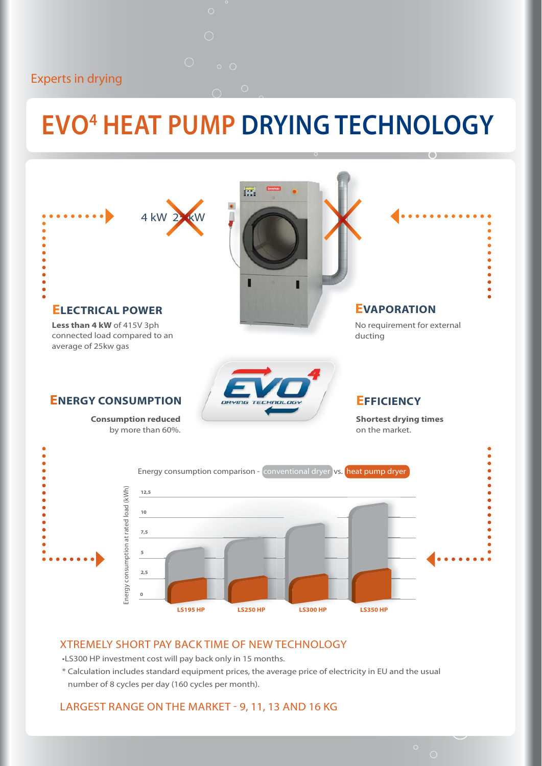Experts in drying

# EVO$^4$ HEAT PUMP DRYING TECHNOLOGY

4 kW 25 kW

## ELECTRICAL POWER

**Less than 4 kW** of 415V 3ph connected load compared to an average of 25kw gas

## EVAPORATION

No requirement for external ducting

## ENERGY CONSUMPTION

**Consumption reduced** by more than 60%.

EVO$^4$ DRYING TECHNOLOGY

## EFFICIENCY

**Shortest drying times** on the market.

Energy consumption comparison - conventional dryer vs. heat pump dryer

Energy consumption at rated load (kWh)

12,5
10
7,5
5
2,5
0

LS195 HP
LS250 HP
LS300 HP
LS350 HP

## XTREMELY SHORT PAY BACK TIME OF NEW TECHNOLOGY

•LS300 HP investment cost will pay back only in 15 months.

* Calculation includes standard equipment prices, the average price of electricity in EU and the usual number of 8 cycles per day (160 cycles per month).

## LARGEST RANGE ON THE MARKET - 9, 11, 13 AND 16 KG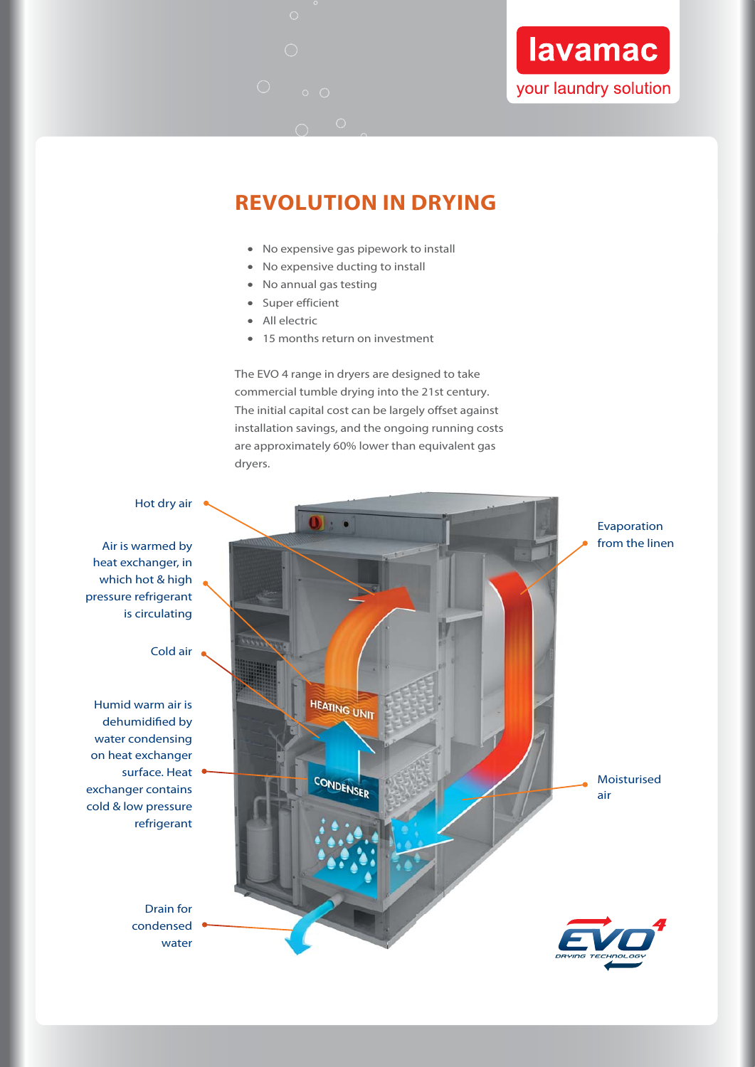lavamac

your laundry solution

# REVOLUTION IN DRYING

- No expensive gas pipework to install
- No expensive ducting to install
- No annual gas testing
- Super efficient
- All electric
- 15 months return on investment

The EVO 4 range in dryers are designed to take commercial tumble drying into the 21st century. The initial capital cost can be largely offset against installation savings, and the ongoing running costs are approximately 60% lower than equivalent gas dryers.

Hot dry air

Air is warmed by heat exchanger, in which hot & high pressure refrigerant is circulating

Cold air

Humid warm air is dehumidified by water condensing on heat exchanger surface. Heat exchanger contains cold & low pressure refrigerant

Drain for condensed water

HEATING UNIT

CONDENSER

Evaporation from the linen

Moisturised air

EVO 4 DRYING TECHNOLOGY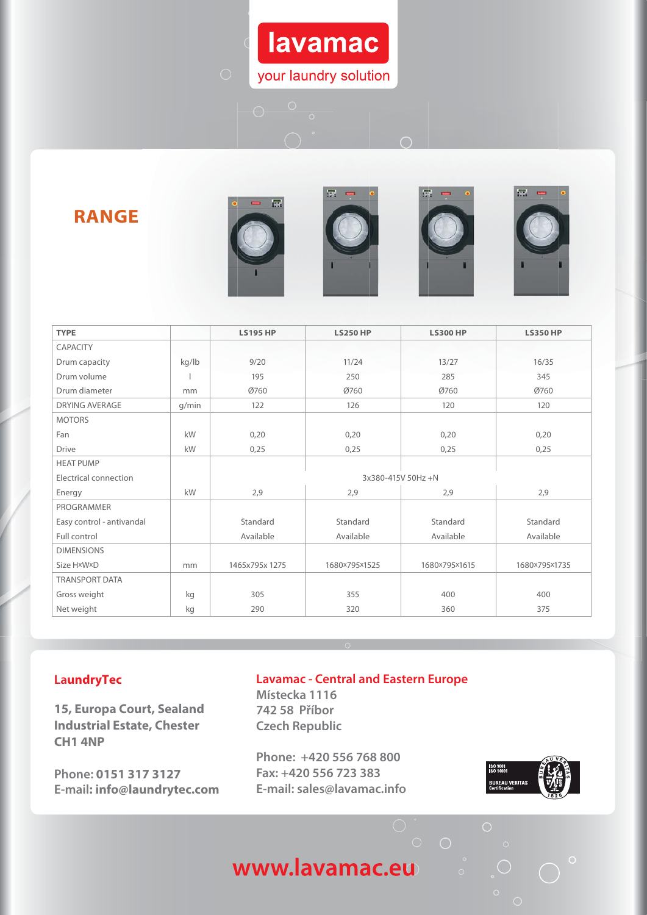lavamac

your laundry solution

## RANGE

| TYPE | | LS195 HP | LS250 HP | LS300 HP | LS350 HP |
|---|---|---|---|---|---|
| CAPACITY | | | | | |
| Drum capacity | kg/lb | 9/20 | 11/24 | 13/27 | 16/35 |
| Drum volume | l | 195 | 250 | 285 | 345 |
| Drum diameter | mm | Ø760 | Ø760 | Ø760 | Ø760 |
| DRYING AVERAGE | g/min | 122 | 126 | 120 | 120 |
| MOTORS | | | | | |
| Fan | kW | 0,20 | 0,20 | 0,20 | 0,20 |
| Drive | kW | 0,25 | 0,25 | 0,25 | 0,25 |
| HEAT PUMP | | | | | |
| Electrical connection | | 3x380-415V 50Hz +N | | | |
| Energy | kW | 2,9 | 2,9 | 2,9 | 2,9 |
| PROGRAMMER | | | | | |
| Easy control - antivandal | | Standard | Standard | Standard | Standard |
| Full control | | Available | Available | Available | Available |
| DIMENSIONS | | | | | |
| Size H×W×D | mm | 1465x795x 1275 | 1680×795×1525 | 1680×795×1615 | 1680×795×1735 |
| TRANSPORT DATA | | | | | |
| Gross weight | kg | 305 | 355 | 400 | 400 |
| Net weight | kg | 290 | 320 | 360 | 375 |

**LaundryTec**

**15, Europa Court, Sealand Industrial Estate, Chester CH1 4NP**

Phone: **0151 317 3127**
E-mail: **info@laundrytec.com**

**Lavamac - Central and Eastern Europe**

Místecka 1116
742 58 Příbor
Czech Republic

Phone: +420 556 768 800
Fax: +420 556 723 383
E-mail: sales@lavamac.info

ISO 9001
ISO 14001
BUREAU VERITAS Certification

**www.lavamac.eu**